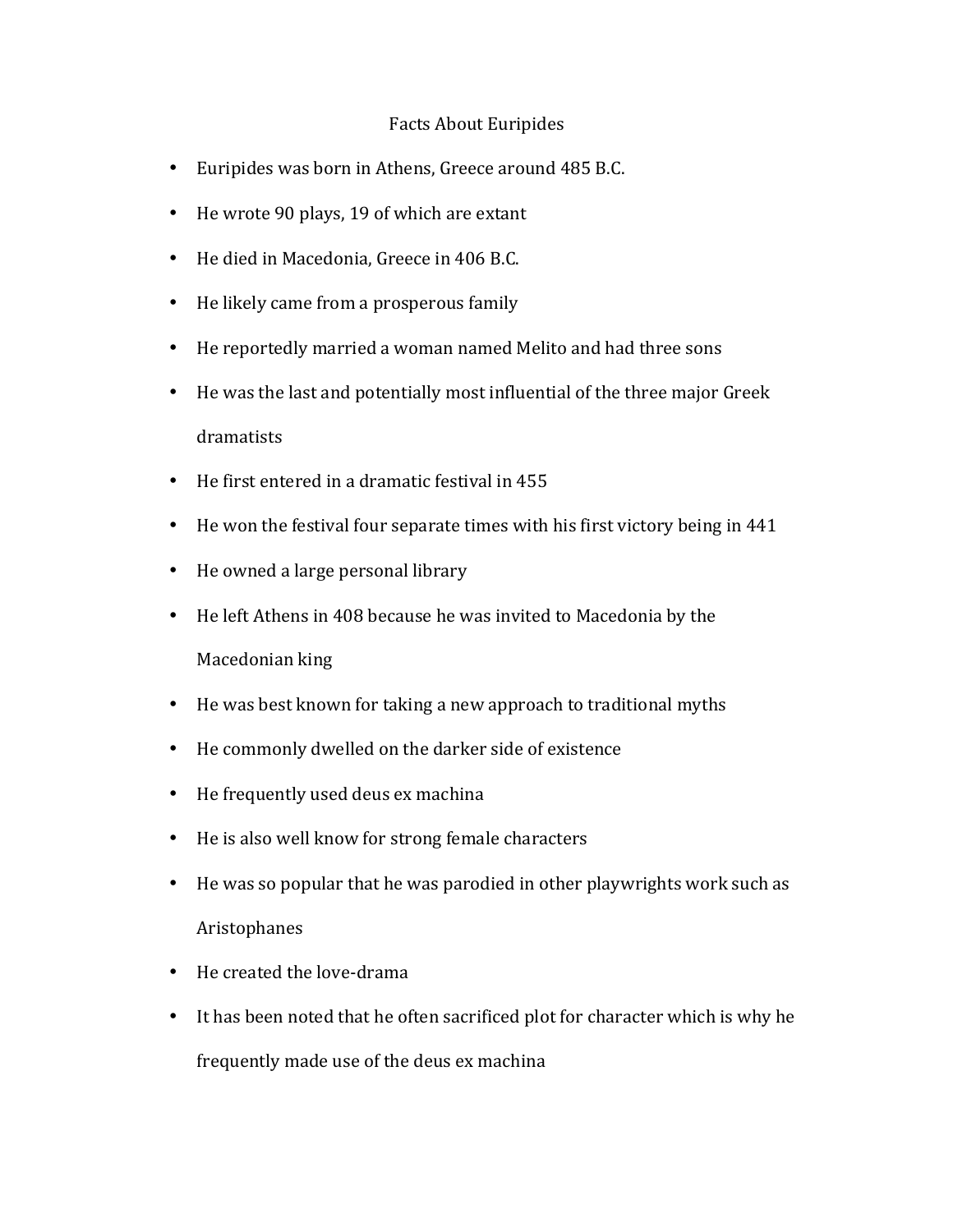# Facts About Euripides

- Euripides was born in Athens, Greece around 485 B.C.
- He wrote 90 plays, 19 of which are extant
- He died in Macedonia, Greece in 406 B.C.
- He likely came from a prosperous family
- He reportedly married a woman named Melito and had three sons
- He was the last and potentially most influential of the three major Greek dramatists
- He first entered in a dramatic festival in 455
- He won the festival four separate times with his first victory being in 441
- He owned a large personal library
- He left Athens in 408 because he was invited to Macedonia by the Macedonian king
- He was best known for taking a new approach to traditional myths
- He commonly dwelled on the darker side of existence
- He frequently used deus ex machina
- He is also well know for strong female characters
- He was so popular that he was parodied in other playwrights work such as Aristophanes
- He created the love-drama
- It has been noted that he often sacrificed plot for character which is why he frequently made use of the deus ex machina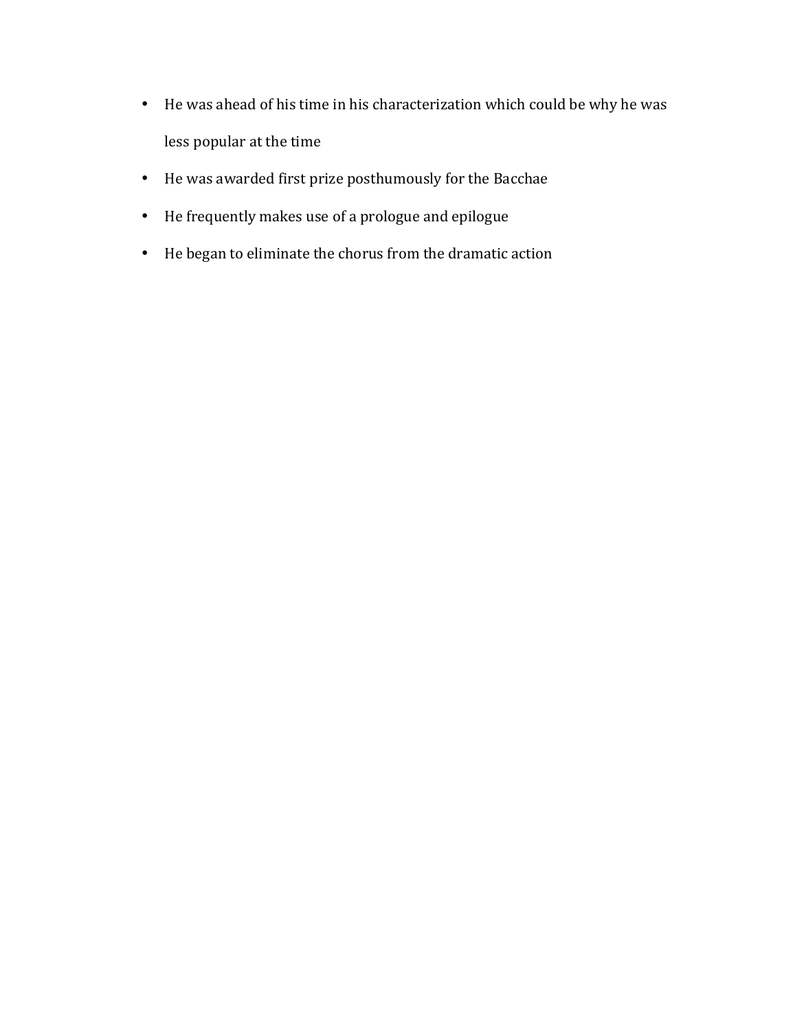- He was ahead of his time in his characterization which could be why he was less popular at the time
- He was awarded first prize posthumously for the Bacchae
- He frequently makes use of a prologue and epilogue
- He began to eliminate the chorus from the dramatic action